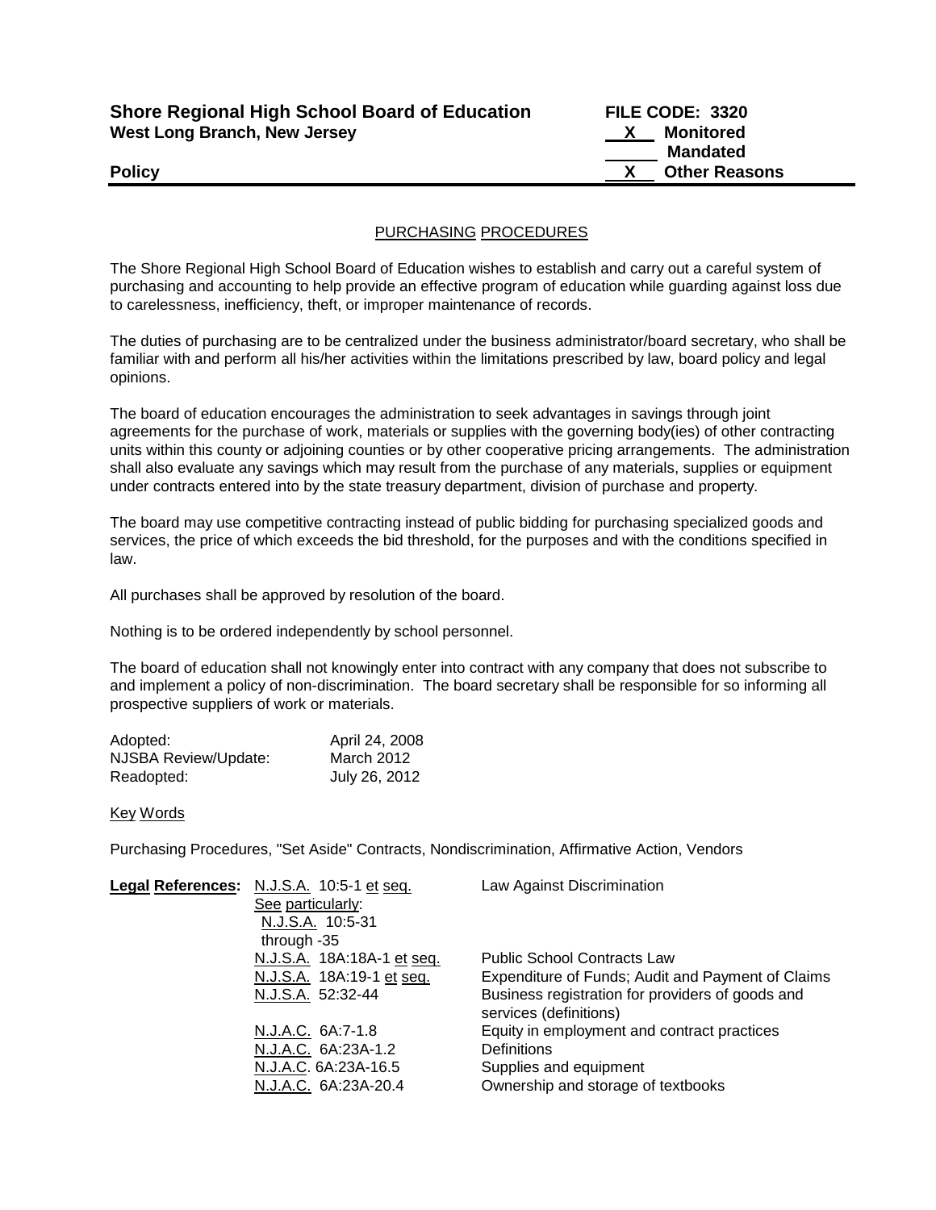**Shore Regional High School Board of Education**
**West Long Branch, New Jersey**

**FILE CODE: 3320**
**X Monitored**
**Mandated**
**X Other Reasons**

**Policy**

## PURCHASING PROCEDURES

The Shore Regional High School Board of Education wishes to establish and carry out a careful system of purchasing and accounting to help provide an effective program of education while guarding against loss due to carelessness, inefficiency, theft, or improper maintenance of records.

The duties of purchasing are to be centralized under the business administrator/board secretary, who shall be familiar with and perform all his/her activities within the limitations prescribed by law, board policy and legal opinions.

The board of education encourages the administration to seek advantages in savings through joint agreements for the purchase of work, materials or supplies with the governing body(ies) of other contracting units within this county or adjoining counties or by other cooperative pricing arrangements. The administration shall also evaluate any savings which may result from the purchase of any materials, supplies or equipment under contracts entered into by the state treasury department, division of purchase and property.

The board may use competitive contracting instead of public bidding for purchasing specialized goods and services, the price of which exceeds the bid threshold, for the purposes and with the conditions specified in law.

All purchases shall be approved by resolution of the board.

Nothing is to be ordered independently by school personnel.

The board of education shall not knowingly enter into contract with any company that does not subscribe to and implement a policy of non-discrimination. The board secretary shall be responsible for so informing all prospective suppliers of work or materials.

| | |
|---|---|
| Adopted: | April 24, 2008 |
| NJSBA Review/Update: | March 2012 |
| Readopted: | July 26, 2012 |

Key Words

Purchasing Procedures, "Set Aside" Contracts, Nondiscrimination, Affirmative Action, Vendors

| **Legal References:** | | |
|---|---|---|
| | N.J.S.A. 10:5-1 et seq. | Law Against Discrimination |
| | See particularly: N.J.S.A. 10:5-31 through -35 | |
| | N.J.S.A. 18A:18A-1 et seq. | Public School Contracts Law |
| | N.J.S.A. 18A:19-1 et seq. | Expenditure of Funds; Audit and Payment of Claims |
| | N.J.S.A. 52:32-44 | Business registration for providers of goods and services (definitions) |
| | N.J.A.C. 6A:7-1.8 | Equity in employment and contract practices |
| | N.J.A.C. 6A:23A-1.2 | Definitions |
| | N.J.A.C. 6A:23A-16.5 | Supplies and equipment |
| | N.J.A.C. 6A:23A-20.4 | Ownership and storage of textbooks |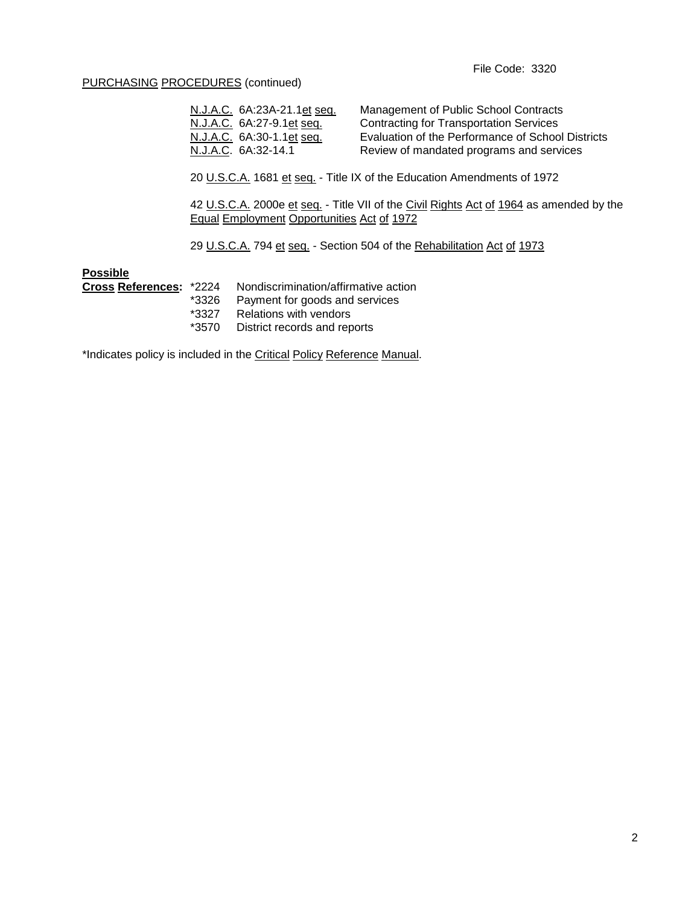PURCHASING PROCEDURES (continued)

| | |
|---|---|
| N.J.A.C. 6A:23A-21.1et seq. | Management of Public School Contracts |
| N.J.A.C. 6A:27-9.1et seq. | Contracting for Transportation Services |
| N.J.A.C. 6A:30-1.1et seq. | Evaluation of the Performance of School Districts |
| N.J.A.C. 6A:32-14.1 | Review of mandated programs and services |

20 U.S.C.A. 1681 et seq. - Title IX of the Education Amendments of 1972

42 U.S.C.A. 2000e et seq. - Title VII of the Civil Rights Act of 1964 as amended by the Equal Employment Opportunities Act of 1972

29 U.S.C.A. 794 et seq. - Section 504 of the Rehabilitation Act of 1973

**Possible Cross References:**

*2224 Nondiscrimination/affirmative action
*3326 Payment for goods and services
*3327 Relations with vendors
*3570 District records and reports

*Indicates policy is included in the Critical Policy Reference Manual.